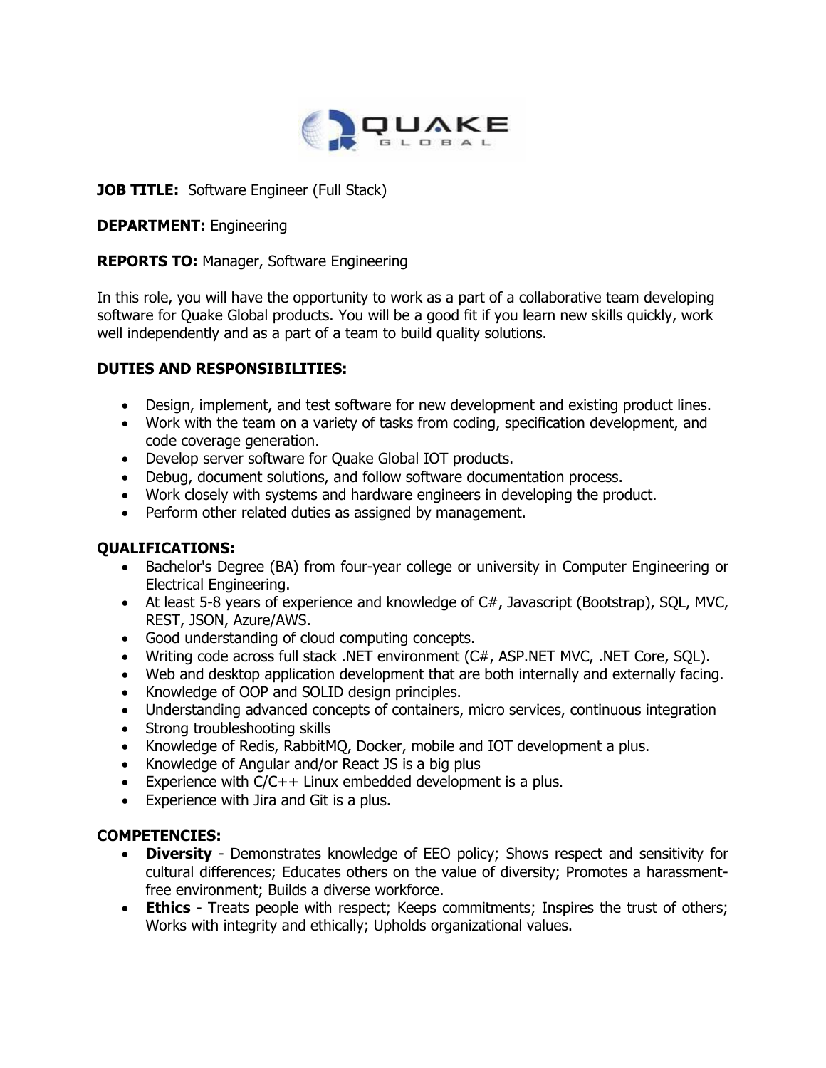**JOB TITLE:** Software Engineer (Full Stack)

**DEPARTMENT:** Engineering

**REPORTS TO:** Manager, Software Engineering

In this role, you will have the opportunity to work as a part of a collaborative team developing software for Quake Global products. You will be a good fit if you learn new skills quickly, work well independently and as a part of a team to build quality solutions.

**DUTIES AND RESPONSIBILITIES:**

- Design, implement, and test software for new development and existing product lines.
- Work with the team on a variety of tasks from coding, specification development, and code coverage generation.
- Develop server software for Quake Global IOT products.
- Debug, document solutions, and follow software documentation process.
- Work closely with systems and hardware engineers in developing the product.
- Perform other related duties as assigned by management.

**QUALIFICATIONS:**

- Bachelor's Degree (BA) from four-year college or university in Computer Engineering or Electrical Engineering.
- At least 5-8 years of experience and knowledge of C#, Javascript (Bootstrap), SQL, MVC, REST, JSON, Azure/AWS.
- Good understanding of cloud computing concepts.
- Writing code across full stack .NET environment (C#, ASP.NET MVC, .NET Core, SQL).
- Web and desktop application development that are both internally and externally facing.
- Knowledge of OOP and SOLID design principles.
- Understanding advanced concepts of containers, micro services, continuous integration
- Strong troubleshooting skills
- Knowledge of Redis, RabbitMQ, Docker, mobile and IOT development a plus.
- Knowledge of Angular and/or React JS is a big plus
- Experience with C/C++ Linux embedded development is a plus.
- Experience with Jira and Git is a plus.

**COMPETENCIES:**

- **Diversity** - Demonstrates knowledge of EEO policy; Shows respect and sensitivity for cultural differences; Educates others on the value of diversity; Promotes a harassment-free environment; Builds a diverse workforce.
- **Ethics** - Treats people with respect; Keeps commitments; Inspires the trust of others; Works with integrity and ethically; Upholds organizational values.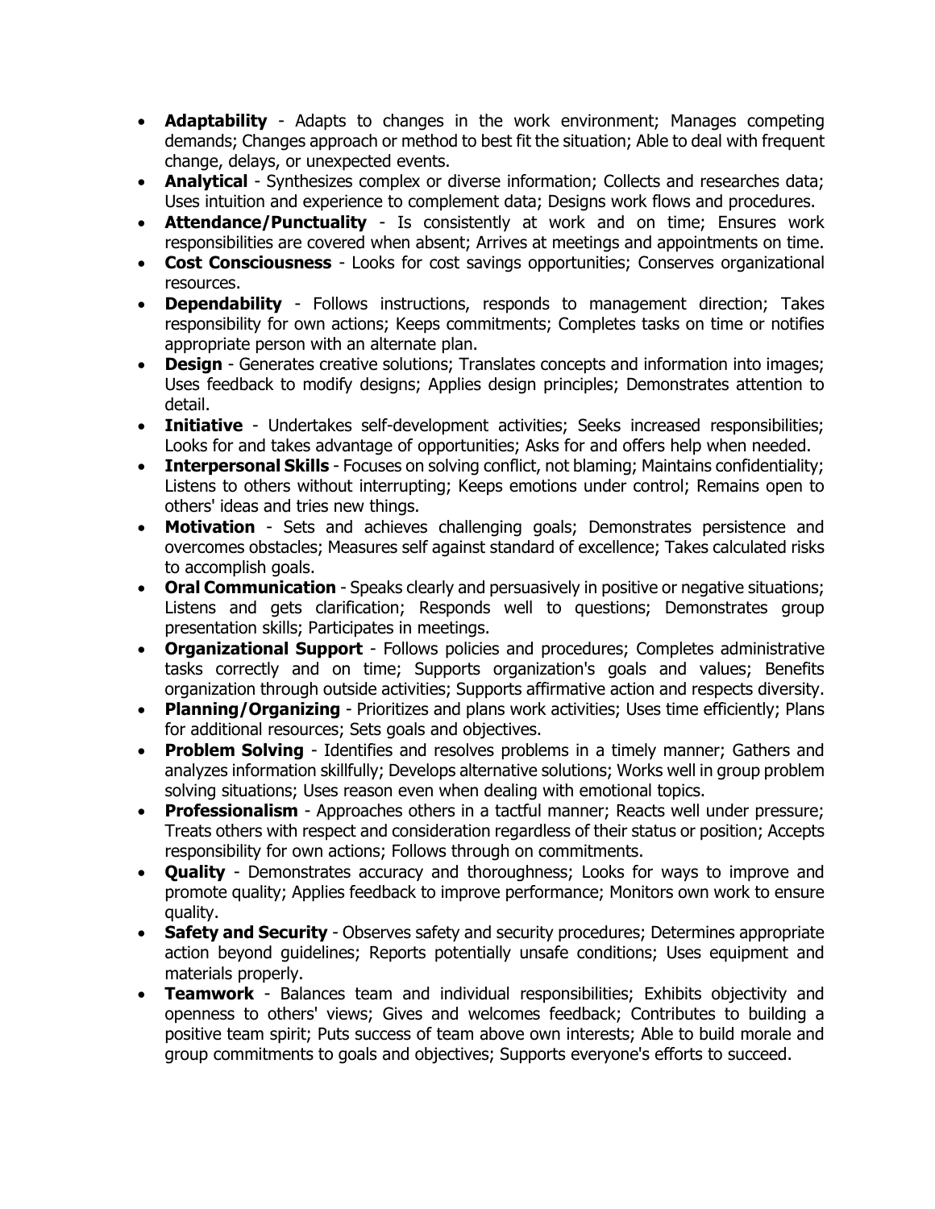- **Adaptability** - Adapts to changes in the work environment; Manages competing demands; Changes approach or method to best fit the situation; Able to deal with frequent change, delays, or unexpected events.
- **Analytical** - Synthesizes complex or diverse information; Collects and researches data; Uses intuition and experience to complement data; Designs work flows and procedures.
- **Attendance/Punctuality** - Is consistently at work and on time; Ensures work responsibilities are covered when absent; Arrives at meetings and appointments on time.
- **Cost Consciousness** - Looks for cost savings opportunities; Conserves organizational resources.
- **Dependability** - Follows instructions, responds to management direction; Takes responsibility for own actions; Keeps commitments; Completes tasks on time or notifies appropriate person with an alternate plan.
- **Design** - Generates creative solutions; Translates concepts and information into images; Uses feedback to modify designs; Applies design principles; Demonstrates attention to detail.
- **Initiative** - Undertakes self-development activities; Seeks increased responsibilities; Looks for and takes advantage of opportunities; Asks for and offers help when needed.
- **Interpersonal Skills** - Focuses on solving conflict, not blaming; Maintains confidentiality; Listens to others without interrupting; Keeps emotions under control; Remains open to others' ideas and tries new things.
- **Motivation** - Sets and achieves challenging goals; Demonstrates persistence and overcomes obstacles; Measures self against standard of excellence; Takes calculated risks to accomplish goals.
- **Oral Communication** - Speaks clearly and persuasively in positive or negative situations; Listens and gets clarification; Responds well to questions; Demonstrates group presentation skills; Participates in meetings.
- **Organizational Support** - Follows policies and procedures; Completes administrative tasks correctly and on time; Supports organization's goals and values; Benefits organization through outside activities; Supports affirmative action and respects diversity.
- **Planning/Organizing** - Prioritizes and plans work activities; Uses time efficiently; Plans for additional resources; Sets goals and objectives.
- **Problem Solving** - Identifies and resolves problems in a timely manner; Gathers and analyzes information skillfully; Develops alternative solutions; Works well in group problem solving situations; Uses reason even when dealing with emotional topics.
- **Professionalism** - Approaches others in a tactful manner; Reacts well under pressure; Treats others with respect and consideration regardless of their status or position; Accepts responsibility for own actions; Follows through on commitments.
- **Quality** - Demonstrates accuracy and thoroughness; Looks for ways to improve and promote quality; Applies feedback to improve performance; Monitors own work to ensure quality.
- **Safety and Security** - Observes safety and security procedures; Determines appropriate action beyond guidelines; Reports potentially unsafe conditions; Uses equipment and materials properly.
- **Teamwork** - Balances team and individual responsibilities; Exhibits objectivity and openness to others' views; Gives and welcomes feedback; Contributes to building a positive team spirit; Puts success of team above own interests; Able to build morale and group commitments to goals and objectives; Supports everyone's efforts to succeed.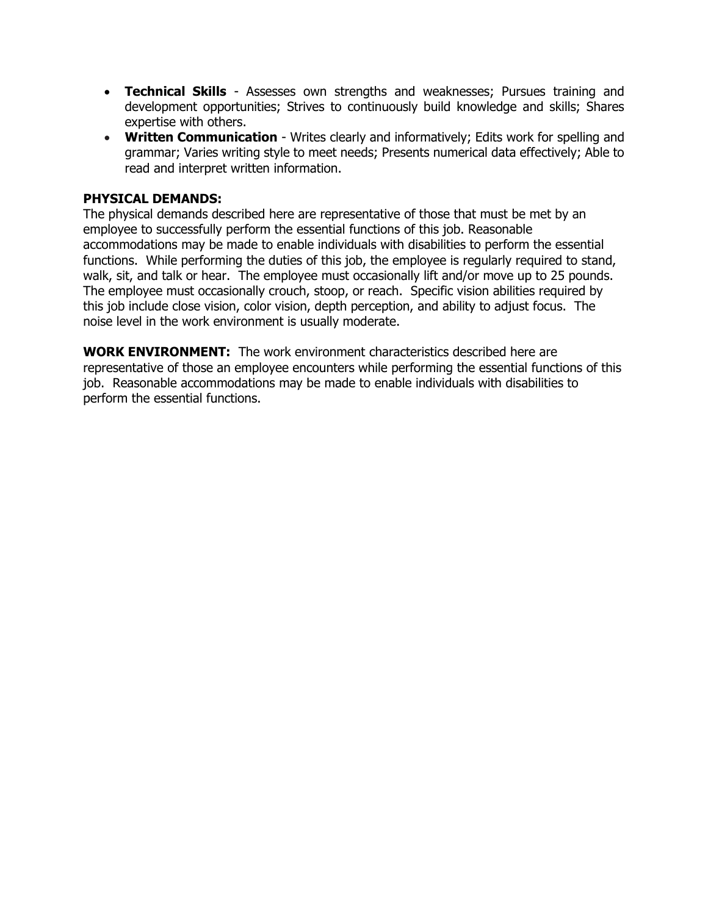- **Technical Skills** - Assesses own strengths and weaknesses; Pursues training and development opportunities; Strives to continuously build knowledge and skills; Shares expertise with others.
- **Written Communication** - Writes clearly and informatively; Edits work for spelling and grammar; Varies writing style to meet needs; Presents numerical data effectively; Able to read and interpret written information.

**PHYSICAL DEMANDS:**
The physical demands described here are representative of those that must be met by an employee to successfully perform the essential functions of this job. Reasonable accommodations may be made to enable individuals with disabilities to perform the essential functions. While performing the duties of this job, the employee is regularly required to stand, walk, sit, and talk or hear. The employee must occasionally lift and/or move up to 25 pounds. The employee must occasionally crouch, stoop, or reach. Specific vision abilities required by this job include close vision, color vision, depth perception, and ability to adjust focus. The noise level in the work environment is usually moderate.

**WORK ENVIRONMENT:** The work environment characteristics described here are representative of those an employee encounters while performing the essential functions of this job. Reasonable accommodations may be made to enable individuals with disabilities to perform the essential functions.